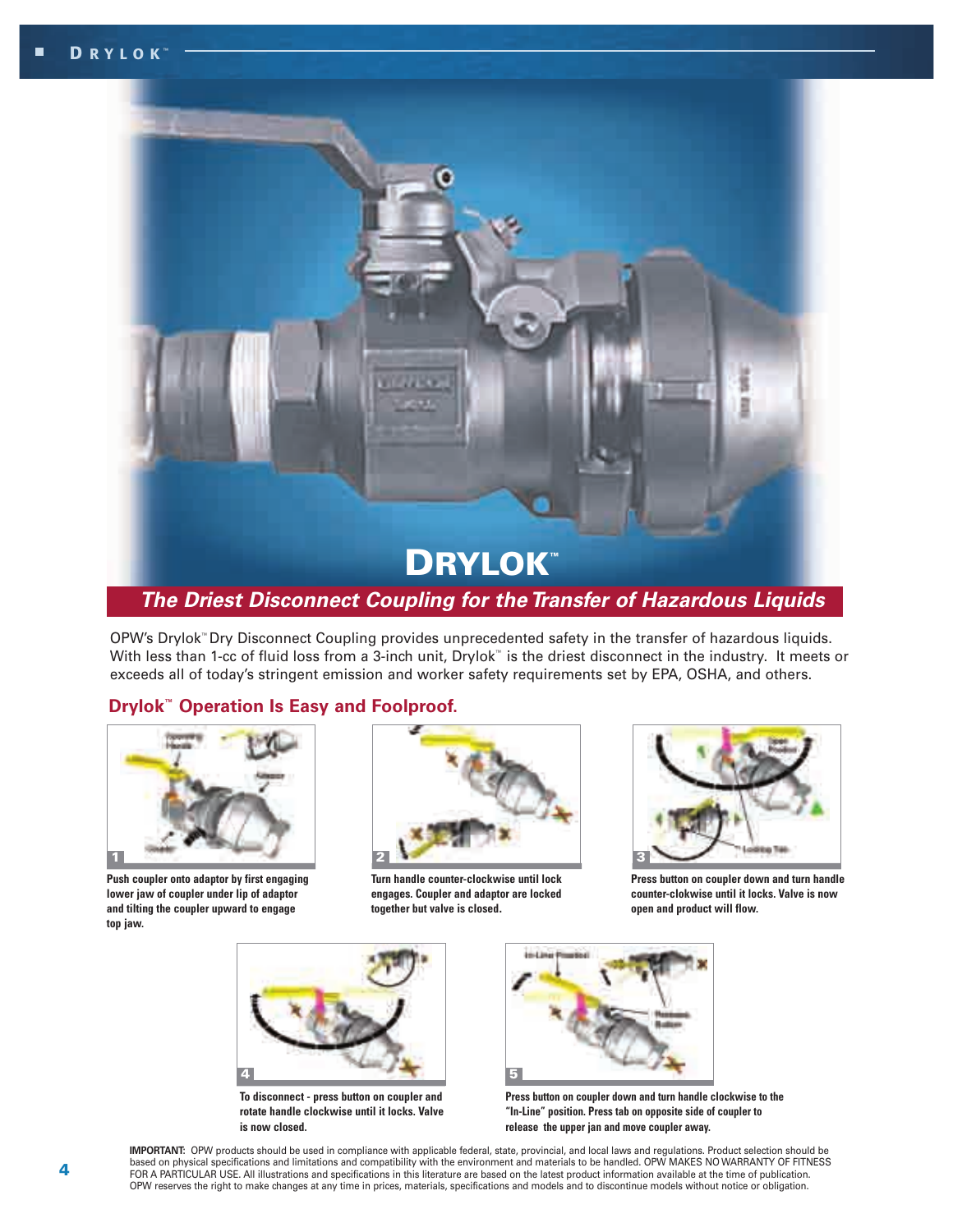# DRYLOK™

## The Driest Disconnect Coupling for the Transfer of Hazardous Liquids

OPW's Drylok™ Dry Disconnect Coupling provides unprecedented safety in the transfer of hazardous liquids. With less than 1-cc of fluid loss from a 3-inch unit, Drylok™ is the driest disconnect in the industry. It meets or exceeds all of today's stringent emission and worker safety requirements set by EPA, OSHA, and others.

### Drylok™ Operation Is Easy and Foolproof.

1. Push coupler onto adaptor by first engaging lower jaw of coupler under lip of adaptor and tilting the coupler upward to engage top jaw.
2. Turn handle counter-clockwise until lock engages. Coupler and adaptor are locked together but valve is closed.
3. Press button on coupler down and turn handle counter-clockwise until it locks. Valve is now open and product will flow.
4. To disconnect - press button on coupler and rotate handle clockwise until it locks. Valve is now closed.
5. Press button on coupler down and turn handle clockwise to the "In-Line" position. Press tab on opposite side of coupler to release the upper jan and move coupler away.

**IMPORTANT:** OPW products should be used in compliance with applicable federal, state, provincial, and local laws and regulations. Product selection should be based on physical specifications and limitations and compatibility with the environment and materials to be handled. OPW MAKES NO WARRANTY OF FITNESS FOR A PARTICULAR USE. All illustrations and specifications in this literature are based on the latest product information available at the time of publication. OPW reserves the right to make changes at any time in prices, materials, specifications and models and to discontinue models without notice or obligation.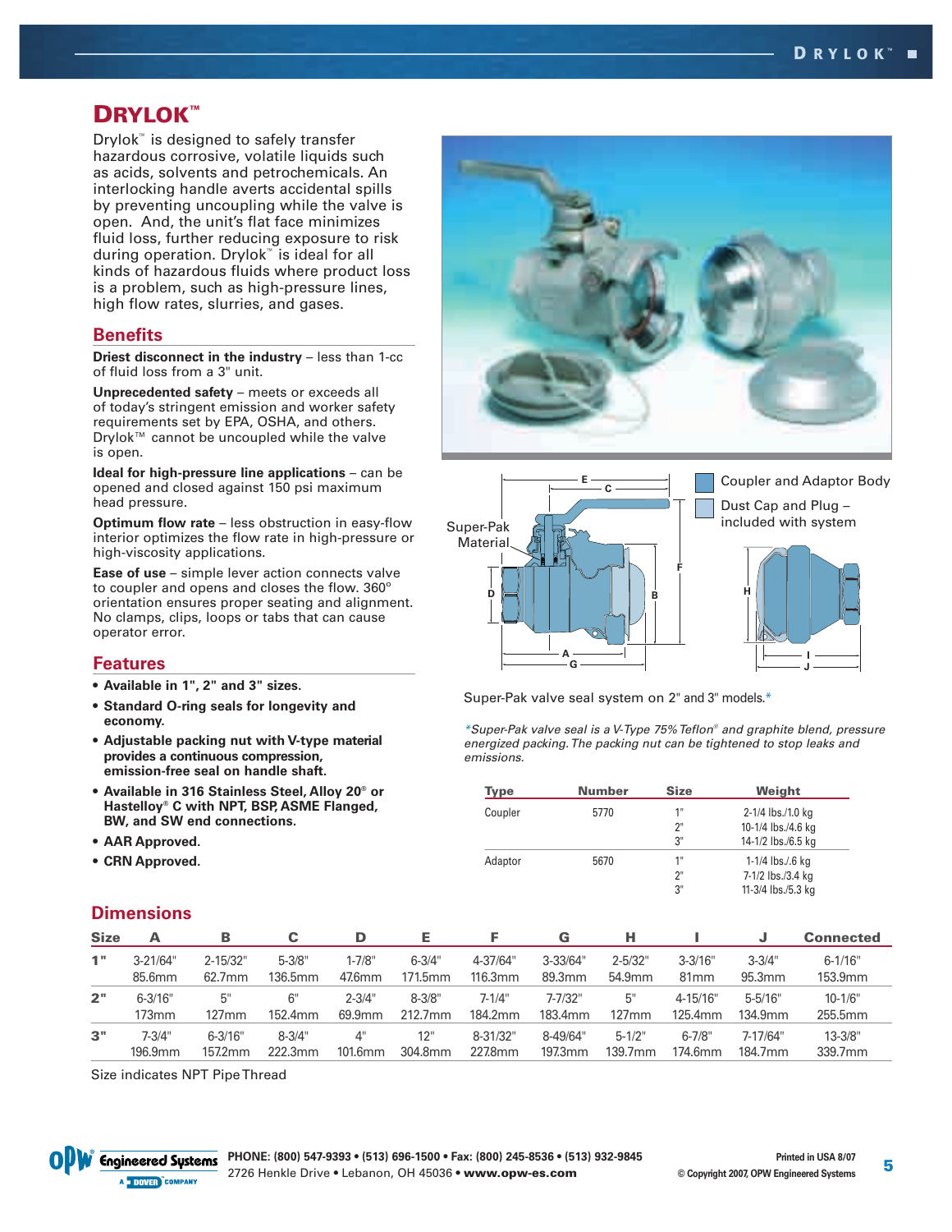# DRYLOK™

Drylok™ is designed to safely transfer hazardous corrosive, volatile liquids such as acids, solvents and petrochemicals. An interlocking handle averts accidental spills by preventing uncoupling while the valve is open. And, the unit's flat face minimizes fluid loss, further reducing exposure to risk during operation. Drylok™ is ideal for all kinds of hazardous fluids where product loss is a problem, such as high-pressure lines, high flow rates, slurries, and gases.

## Benefits

**Driest disconnect in the industry** – less than 1-cc of fluid loss from a 3" unit.

**Unprecedented safety** – meets or exceeds all of today's stringent emission and worker safety requirements set by EPA, OSHA, and others. Drylok™ cannot be uncoupled while the valve is open.

**Ideal for high-pressure line applications** – can be opened and closed against 150 psi maximum head pressure.

**Optimum flow rate** – less obstruction in easy-flow interior optimizes the flow rate in high-pressure or high-viscosity applications.

**Ease of use** – simple lever action connects valve to coupler and opens and closes the flow. 360° orientation ensures proper seating and alignment. No clamps, clips, loops or tabs that can cause operator error.

## Features

- **Available in 1", 2" and 3" sizes.**
- **Standard O-ring seals for longevity and economy.**
- **Adjustable packing nut with V-type material provides a continuous compression, emission-free seal on handle shaft.**
- **Available in 316 Stainless Steel, Alloy 20® or Hastelloy® C with NPT, BSP, ASME Flanged, BW, and SW end connections.**
- **AAR Approved.**
- **CRN Approved.**

Super-Pak Material

E
C
F
D
B
A
G
H
I
J

Coupler and Adaptor Body

Dust Cap and Plug – included with system

Super-Pak valve seal system on 2" and 3" models.*

*\*Super-Pak valve seal is a V-Type 75% Teflon® and graphite blend, pressure energized packing. The packing nut can be tightened to stop leaks and emissions.*

| Type | Number | Size | Weight |
|---|---|---|---|
| Coupler | 5770 | 1" | 2-1/4 lbs./1.0 kg |
| | | 2" | 10-1/4 lbs./4.6 kg |
| | | 3" | 14-1/2 lbs./6.5 kg |
| Adaptor | 5670 | 1" | 1-1/4 lbs./.6 kg |
| | | 2" | 7-1/2 lbs./3.4 kg |
| | | 3" | 11-3/4 lbs./5.3 kg |

## Dimensions

| Size | A | B | C | D | E | F | G | H | I | J | Connected |
|---|---|---|---|---|---|---|---|---|---|---|---|
| 1" | 3-21/64"<br>85.6mm | 2-15/32"<br>62.7mm | 5-3/8"<br>136.5mm | 1-7/8"<br>47.6mm | 6-3/4"<br>171.5mm | 4-37/64"<br>116.3mm | 3-33/64"<br>89.3mm | 2-5/32"<br>54.9mm | 3-3/16"<br>81mm | 3-3/4"<br>95.3mm | 6-1/16"<br>153.9mm |
| 2" | 6-3/16"<br>173mm | 5"<br>127mm | 6"<br>152.4mm | 2-3/4"<br>69.9mm | 8-3/8"<br>212.7mm | 7-1/4"<br>184.2mm | 7-7/32"<br>183.4mm | 5"<br>127mm | 4-15/16"<br>125.4mm | 5-5/16"<br>134.9mm | 10-1/6"<br>255.5mm |
| 3" | 7-3/4"<br>196.9mm | 6-3/16"<br>157.2mm | 8-3/4"<br>222.3mm | 4"<br>101.6mm | 12"<br>304.8mm | 8-31/32"<br>227.8mm | 8-49/64"<br>197.3mm | 5-1/2"<br>139.7mm | 6-7/8"<br>174.6mm | 7-17/64"<br>184.7mm | 13-3/8"<br>339.7mm |

Size indicates NPT Pipe Thread

OPW Engineered Systems – A DOVER COMPANY

PHONE: (800) 547-9393 • (513) 696-1500 • Fax: (800) 245-8536 • (513) 932-9845
2726 Henkle Drive • Lebanon, OH 45036 • www.opw-es.com

Printed in USA 8/07
© Copyright 2007, OPW Engineered Systems